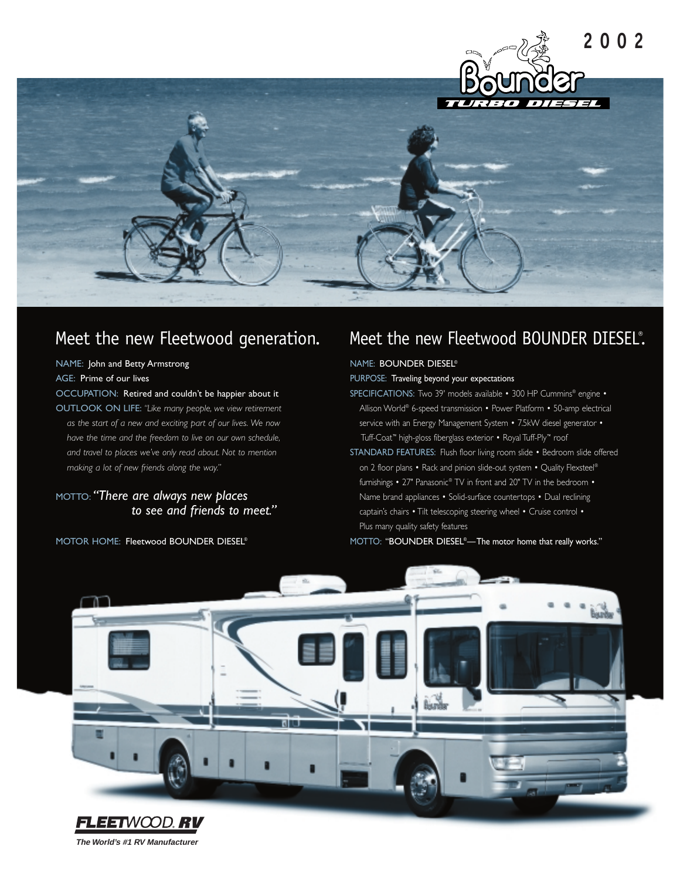2002

Bounder TURBO DIESEL

## Meet the new Fleetwood generation.

NAME: John and Betty Armstrong

AGE: Prime of our lives

OCCUPATION: Retired and couldn't be happier about it

OUTLOOK ON LIFE: *"Like many people, we view retirement as the start of a new and exciting part of our lives. We now have the time and the freedom to live on our own schedule, and travel to places we've only read about. Not to mention making a lot of new friends along the way."*

MOTTO: *"There are always new places to see and friends to meet."*

MOTOR HOME: Fleetwood BOUNDER DIESEL®

## Meet the new Fleetwood BOUNDER DIESEL®.

NAME: BOUNDER DIESEL®

PURPOSE: Traveling beyond your expectations

SPECIFICATIONS: Two 39' models available • 300 HP Cummins® engine • Allison World® 6-speed transmission • Power Platform • 50-amp electrical service with an Energy Management System • 7.5kW diesel generator • Tuff-Coat™ high-gloss fiberglass exterior • Royal Tuff-Ply™ roof

STANDARD FEATURES: Flush floor living room slide • Bedroom slide offered on 2 floor plans • Rack and pinion slide-out system • Quality Flexsteel® furnishings • 27" Panasonic® TV in front and 20" TV in the bedroom • Name brand appliances • Solid-surface countertops • Dual reclining captain's chairs • Tilt telescoping steering wheel • Cruise control • Plus many quality safety features

MOTTO: "BOUNDER DIESEL®—The motor home that really works."

FLEETWOOD RV

*The World's #1 RV Manufacturer*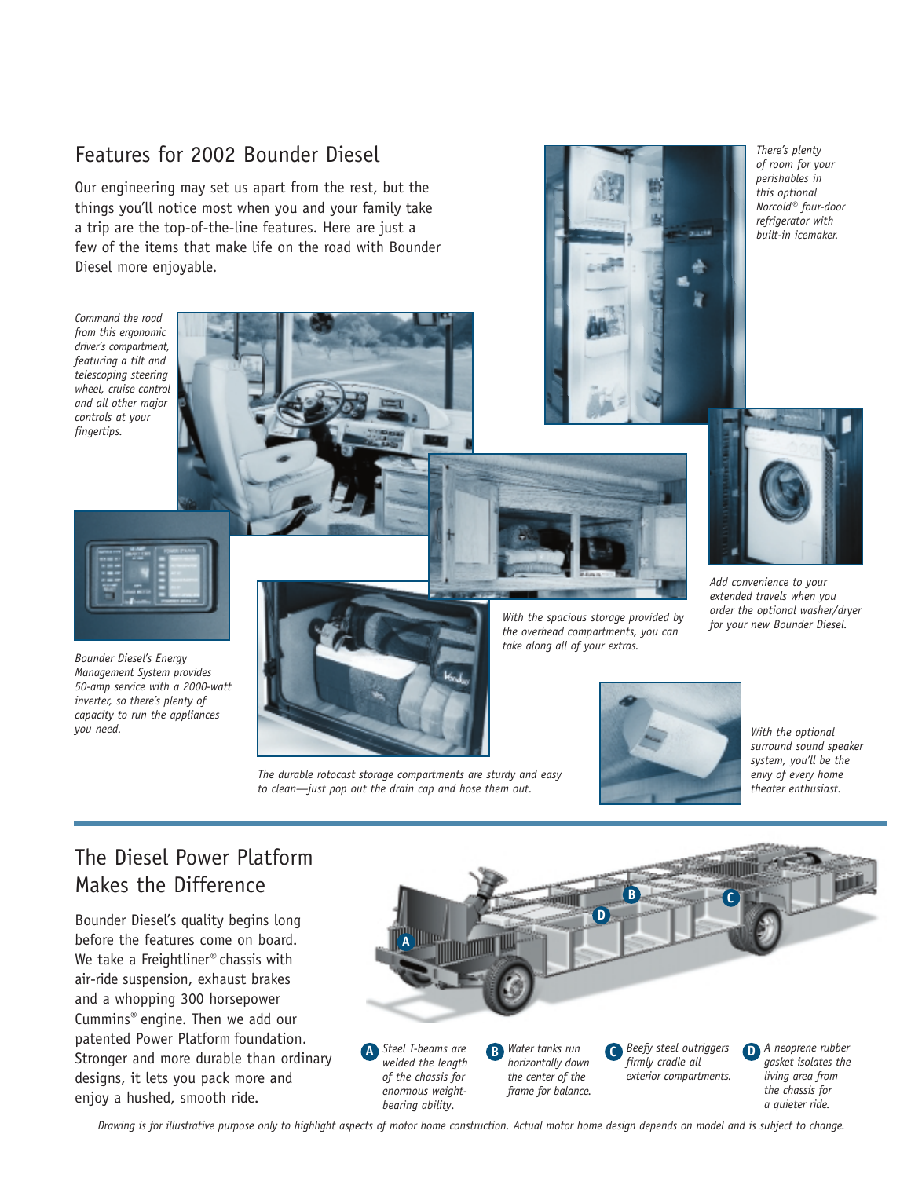## Features for 2002 Bounder Diesel

Our engineering may set us apart from the rest, but the things you'll notice most when you and your family take a trip are the top-of-the-line features. Here are just a few of the items that make life on the road with Bounder Diesel more enjoyable.

*Command the road from this ergonomic driver's compartment, featuring a tilt and telescoping steering wheel, cruise control and all other major controls at your fingertips.*

*There's plenty of room for your perishables in this optional Norcold® four-door refrigerator with built-in icemaker.*

*Add convenience to your extended travels when you order the optional washer/dryer for your new Bounder Diesel.*

*With the spacious storage provided by the overhead compartments, you can take along all of your extras.*

*Bounder Diesel's Energy Management System provides 50-amp service with a 2000-watt inverter, so there's plenty of capacity to run the appliances you need.*

*The durable rotocast storage compartments are sturdy and easy to clean—just pop out the drain cap and hose them out.*

*With the optional surround sound speaker system, you'll be the envy of every home theater enthusiast.*

## The Diesel Power Platform Makes the Difference

Bounder Diesel's quality begins long before the features come on board. We take a Freightliner® chassis with air-ride suspension, exhaust brakes and a whopping 300 horsepower Cummins® engine. Then we add our patented Power Platform foundation. Stronger and more durable than ordinary designs, it lets you pack more and enjoy a hushed, smooth ride.

- **A** *Steel I-beams are welded the length of the chassis for enormous weight-bearing ability.*
- **B** *Water tanks run horizontally down the center of the frame for balance.*
- **C** *Beefy steel outriggers firmly cradle all exterior compartments.*
- **D** *A neoprene rubber gasket isolates the living area from the chassis for a quieter ride.*

*Drawing is for illustrative purpose only to highlight aspects of motor home construction. Actual motor home design depends on model and is subject to change.*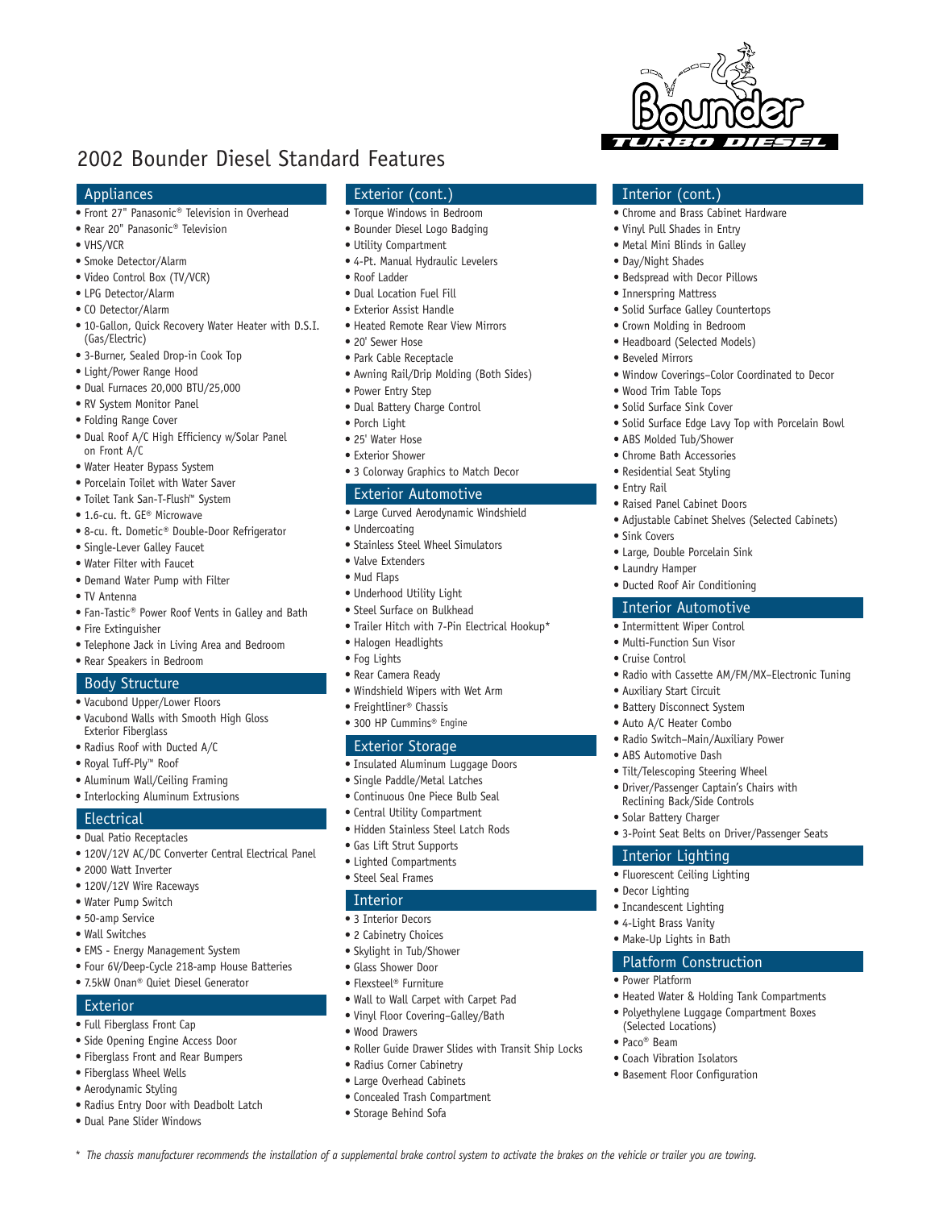# 2002 Bounder Diesel Standard Features

## Appliances

- Front 27" Panasonic® Television in Overhead
- Rear 20" Panasonic® Television
- VHS/VCR
- Smoke Detector/Alarm
- Video Control Box (TV/VCR)
- LPG Detector/Alarm
- CO Detector/Alarm
- 10-Gallon, Quick Recovery Water Heater with D.S.I. (Gas/Electric)
- 3-Burner, Sealed Drop-in Cook Top
- Light/Power Range Hood
- Dual Furnaces 20,000 BTU/25,000
- RV System Monitor Panel
- Folding Range Cover
- Dual Roof A/C High Efficiency w/Solar Panel on Front A/C
- Water Heater Bypass System
- Porcelain Toilet with Water Saver
- Toilet Tank San-T-Flush™ System
- 1.6-cu. ft. GE® Microwave
- 8-cu. ft. Dometic® Double-Door Refrigerator
- Single-Lever Galley Faucet
- Water Filter with Faucet
- Demand Water Pump with Filter
- TV Antenna
- Fan-Tastic® Power Roof Vents in Galley and Bath
- Fire Extinguisher
- Telephone Jack in Living Area and Bedroom
- Rear Speakers in Bedroom

## Body Structure

- Vacubond Upper/Lower Floors
- Vacubond Walls with Smooth High Gloss Exterior Fiberglass
- Radius Roof with Ducted A/C
- Royal Tuff-Ply™ Roof
- Aluminum Wall/Ceiling Framing
- Interlocking Aluminum Extrusions

## Electrical

- Dual Patio Receptacles
- 120V/12V AC/DC Converter Central Electrical Panel
- 2000 Watt Inverter
- 120V/12V Wire Raceways
- Water Pump Switch
- 50-amp Service
- Wall Switches
- EMS - Energy Management System
- Four 6V/Deep-Cycle 218-amp House Batteries
- 7.5kW Onan® Quiet Diesel Generator

## Exterior

- Full Fiberglass Front Cap
- Side Opening Engine Access Door
- Fiberglass Front and Rear Bumpers
- Fiberglass Wheel Wells
- Aerodynamic Styling
- Radius Entry Door with Deadbolt Latch
- Dual Pane Slider Windows

## Exterior (cont.)

- Torque Windows in Bedroom
- Bounder Diesel Logo Badging
- Utility Compartment
- 4-Pt. Manual Hydraulic Levelers
- Roof Ladder
- Dual Location Fuel Fill
- Exterior Assist Handle
- Heated Remote Rear View Mirrors
- 20' Sewer Hose
- Park Cable Receptacle
- Awning Rail/Drip Molding (Both Sides)
- Power Entry Step
- Dual Battery Charge Control
- Porch Light
- 25' Water Hose
- Exterior Shower
- 3 Colorway Graphics to Match Decor

## Exterior Automotive

- Large Curved Aerodynamic Windshield
- Undercoating
- Stainless Steel Wheel Simulators
- Valve Extenders
- Mud Flaps
- Underhood Utility Light
- Steel Surface on Bulkhead
- Trailer Hitch with 7-Pin Electrical Hookup*
- Halogen Headlights
- Fog Lights
- Rear Camera Ready
- Windshield Wipers with Wet Arm
- Freightliner® Chassis
- 300 HP Cummins® Engine

## Exterior Storage

- Insulated Aluminum Luggage Doors
- Single Paddle/Metal Latches
- Continuous One Piece Bulb Seal
- Central Utility Compartment
- Hidden Stainless Steel Latch Rods
- Gas Lift Strut Supports
- Lighted Compartments
- Steel Seal Frames

## Interior

- 3 Interior Decors
- 2 Cabinetry Choices
- Skylight in Tub/Shower
- Glass Shower Door
- Flexsteel® Furniture
- Wall to Wall Carpet with Carpet Pad
- Vinyl Floor Covering–Galley/Bath
- Wood Drawers
- Roller Guide Drawer Slides with Transit Ship Locks
- Radius Corner Cabinetry
- Large Overhead Cabinets
- Concealed Trash Compartment
- Storage Behind Sofa

## Interior (cont.)

- Chrome and Brass Cabinet Hardware
- Vinyl Pull Shades in Entry
- Metal Mini Blinds in Galley
- Day/Night Shades
- Bedspread with Decor Pillows
- Innerspring Mattress
- Solid Surface Galley Countertops
- Crown Molding in Bedroom
- Headboard (Selected Models)
- Beveled Mirrors
- Window Coverings–Color Coordinated to Decor
- Wood Trim Table Tops
- Solid Surface Sink Cover
- Solid Surface Edge Lavy Top with Porcelain Bowl
- ABS Molded Tub/Shower
- Chrome Bath Accessories
- Residential Seat Styling
- Entry Rail
- Raised Panel Cabinet Doors
- Adjustable Cabinet Shelves (Selected Cabinets)
- Sink Covers
- Large, Double Porcelain Sink
- Laundry Hamper
- Ducted Roof Air Conditioning

## Interior Automotive

- Intermittent Wiper Control
- Multi-Function Sun Visor
- Cruise Control
- Radio with Cassette AM/FM/MX–Electronic Tuning
- Auxiliary Start Circuit
- Battery Disconnect System
- Auto A/C Heater Combo
- Radio Switch–Main/Auxiliary Power
- ABS Automotive Dash
- Tilt/Telescoping Steering Wheel
- Driver/Passenger Captain's Chairs with Reclining Back/Side Controls
- Solar Battery Charger
- 3-Point Seat Belts on Driver/Passenger Seats

## Interior Lighting

- Fluorescent Ceiling Lighting
- Decor Lighting
- Incandescent Lighting
- 4-Light Brass Vanity
- Make-Up Lights in Bath

## Platform Construction

- Power Platform
- Heated Water & Holding Tank Compartments
- Polyethylene Luggage Compartment Boxes (Selected Locations)
- Paco® Beam
- Coach Vibration Isolators
- Basement Floor Configuration

* *The chassis manufacturer recommends the installation of a supplemental brake control system to activate the brakes on the vehicle or trailer you are towing.*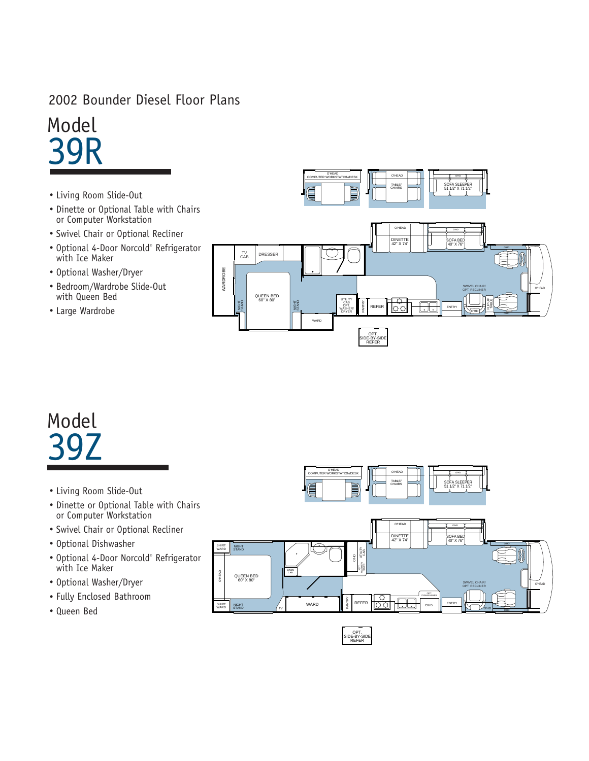## 2002 Bounder Diesel Floor Plans

# Model 39R

- Living Room Slide-Out
- Dinette or Optional Table with Chairs or Computer Workstation
- Swivel Chair or Optional Recliner
- Optional 4-Door Norcold® Refrigerator with Ice Maker
- Optional Washer/Dryer
- Bedroom/Wardrobe Slide-Out with Queen Bed
- Large Wardrobe

# Model 39Z

- Living Room Slide-Out
- Dinette or Optional Table with Chairs or Computer Workstation
- Swivel Chair or Optional Recliner
- Optional Dishwasher
- Optional 4-Door Norcold® Refrigerator with Ice Maker
- Optional Washer/Dryer
- Fully Enclosed Bathroom
- Queen Bed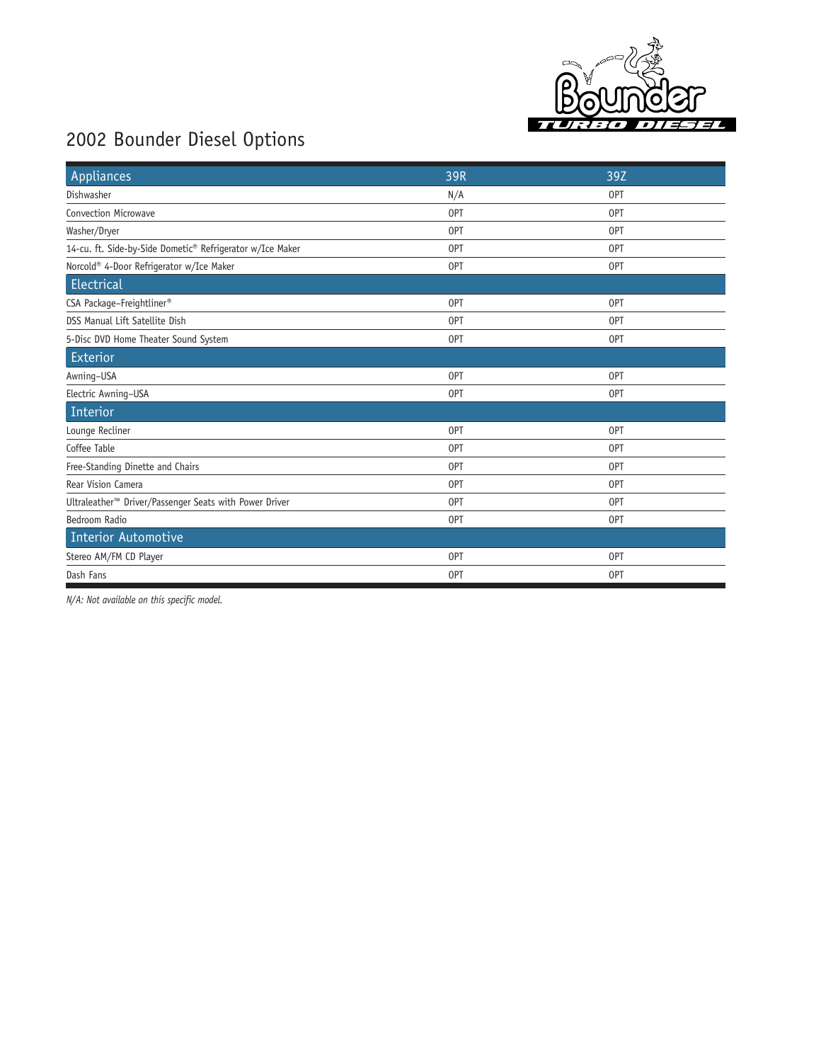# 2002 Bounder Diesel Options

| Appliances | 39R | 39Z |
|---|---|---|
| Dishwasher | N/A | OPT |
| Convection Microwave | OPT | OPT |
| Washer/Dryer | OPT | OPT |
| 14-cu. ft. Side-by-Side Dometic® Refrigerator w/Ice Maker | OPT | OPT |
| Norcold® 4-Door Refrigerator w/Ice Maker | OPT | OPT |
| **Electrical** | | |
| CSA Package–Freightliner® | OPT | OPT |
| DSS Manual Lift Satellite Dish | OPT | OPT |
| 5-Disc DVD Home Theater Sound System | OPT | OPT |
| **Exterior** | | |
| Awning–USA | OPT | OPT |
| Electric Awning–USA | OPT | OPT |
| **Interior** | | |
| Lounge Recliner | OPT | OPT |
| Coffee Table | OPT | OPT |
| Free-Standing Dinette and Chairs | OPT | OPT |
| Rear Vision Camera | OPT | OPT |
| Ultraleather™ Driver/Passenger Seats with Power Driver | OPT | OPT |
| Bedroom Radio | OPT | OPT |
| **Interior Automotive** | | |
| Stereo AM/FM CD Player | OPT | OPT |
| Dash Fans | OPT | OPT |

*N/A: Not available on this specific model.*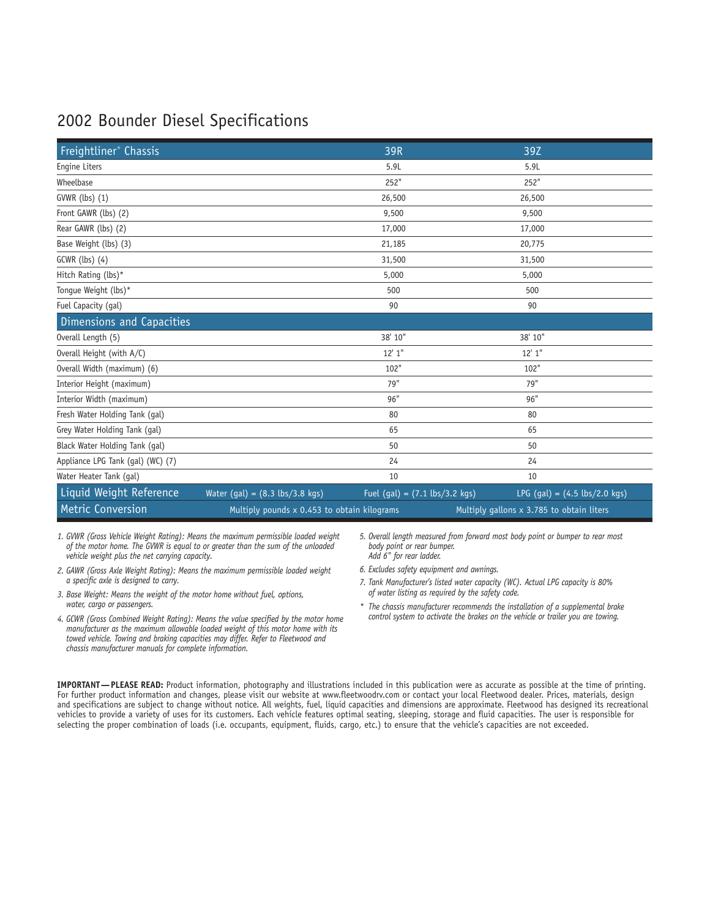# 2002 Bounder Diesel Specifications

| Freightliner® Chassis | 39R | 39Z |
|---|---|---|
| Engine Liters | 5.9L | 5.9L |
| Wheelbase | 252" | 252" |
| GVWR (lbs) (1) | 26,500 | 26,500 |
| Front GAWR (lbs) (2) | 9,500 | 9,500 |
| Rear GAWR (lbs) (2) | 17,000 | 17,000 |
| Base Weight (lbs) (3) | 21,185 | 20,775 |
| GCWR (lbs) (4) | 31,500 | 31,500 |
| Hitch Rating (lbs)* | 5,000 | 5,000 |
| Tongue Weight (lbs)* | 500 | 500 |
| Fuel Capacity (gal) | 90 | 90 |
| **Dimensions and Capacities** | | |
| Overall Length (5) | 38' 10" | 38' 10" |
| Overall Height (with A/C) | 12' 1" | 12' 1" |
| Overall Width (maximum) (6) | 102" | 102" |
| Interior Height (maximum) | 79" | 79" |
| Interior Width (maximum) | 96" | 96" |
| Fresh Water Holding Tank (gal) | 80 | 80 |
| Grey Water Holding Tank (gal) | 65 | 65 |
| Black Water Holding Tank (gal) | 50 | 50 |
| Appliance LPG Tank (gal) (WC) (7) | 24 | 24 |
| Water Heater Tank (gal) | 10 | 10 |
| **Liquid Weight Reference** — Water (gal) = (8.3 lbs/3.8 kgs) | Fuel (gal) = (7.1 lbs/3.2 kgs) | LPG (gal) = (4.5 lbs/2.0 kgs) |
| **Metric Conversion** | Multiply pounds x 0.453 to obtain kilograms | Multiply gallons x 3.785 to obtain liters |

1. *GVWR (Gross Vehicle Weight Rating): Means the maximum permissible loaded weight of the motor home. The GVWR is equal to or greater than the sum of the unloaded vehicle weight plus the net carrying capacity.*
2. *GAWR (Gross Axle Weight Rating): Means the maximum permissible loaded weight a specific axle is designed to carry.*
3. *Base Weight: Means the weight of the motor home without fuel, options, water, cargo or passengers.*
4. *GCWR (Gross Combined Weight Rating): Means the value specified by the motor home manufacturer as the maximum allowable loaded weight of this motor home with its towed vehicle. Towing and braking capacities may differ. Refer to Fleetwood and chassis manufacturer manuals for complete information.*
5. *Overall length measured from forward most body point or bumper to rear most body point or rear bumper. Add 6" for rear ladder.*
6. *Excludes safety equipment and awnings.*
7. *Tank Manufacturer's listed water capacity (WC). Actual LPG capacity is 80% of water listing as required by the safety code.*

\* *The chassis manufacturer recommends the installation of a supplemental brake control system to activate the brakes on the vehicle or trailer you are towing.*

**IMPORTANT — PLEASE READ:** Product information, photography and illustrations included in this publication were as accurate as possible at the time of printing. For further product information and changes, please visit our website at www.fleetwoodrv.com or contact your local Fleetwood dealer. Prices, materials, design and specifications are subject to change without notice. All weights, fuel, liquid capacities and dimensions are approximate. Fleetwood has designed its recreational vehicles to provide a variety of uses for its customers. Each vehicle features optimal seating, sleeping, storage and fluid capacities. The user is responsible for selecting the proper combination of loads (i.e. occupants, equipment, fluids, cargo, etc.) to ensure that the vehicle's capacities are not exceeded.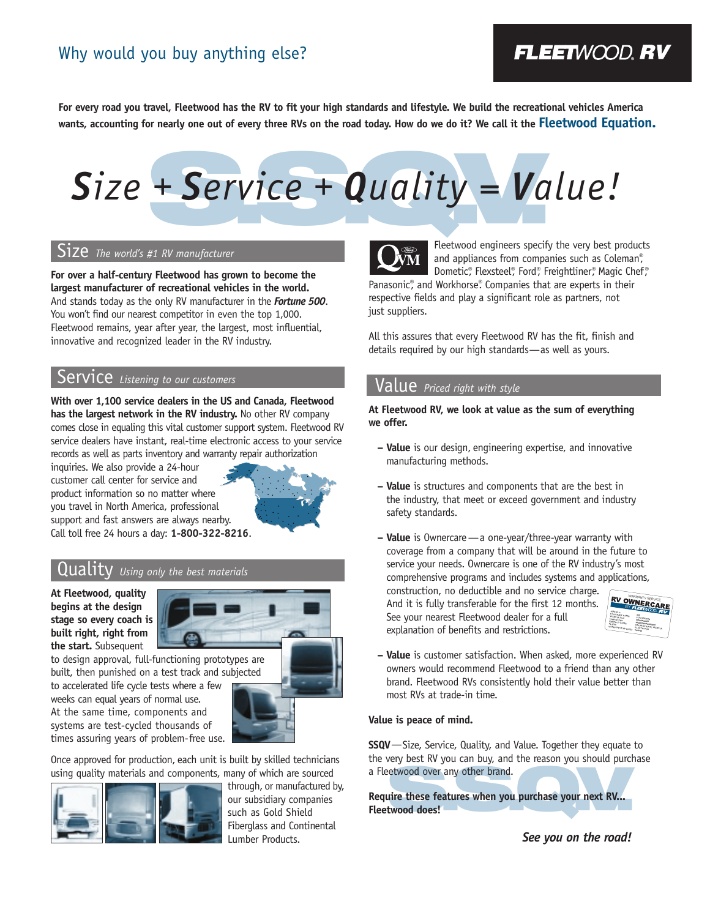# Why would you buy anything else?

**FLEETWOOD RV**

**For every road you travel, Fleetwood has the RV to fit your high standards and lifestyle. We build the recreational vehicles America wants, accounting for nearly one out of every three RVs on the road today. How do we do it? We call it the Fleetwood Equation.**

# *Size + Service + Quality = Value!*

## Size *The world's #1 RV manufacturer*

**For over a half-century Fleetwood has grown to become the largest manufacturer of recreational vehicles in the world.** And stands today as the only RV manufacturer in the ***Fortune 500***. You won't find our nearest competitor in even the top 1,000. Fleetwood remains, year after year, the largest, most influential, innovative and recognized leader in the RV industry.

## Service *Listening to our customers*

**With over 1,100 service dealers in the US and Canada, Fleetwood has the largest network in the RV industry.** No other RV company comes close in equaling this vital customer support system. Fleetwood RV service dealers have instant, real-time electronic access to your service records as well as parts inventory and warranty repair authorization inquiries. We also provide a 24-hour customer call center for service and product information so no matter where you travel in North America, professional support and fast answers are always nearby. Call toll free 24 hours a day: **1-800-322-8216**.

## Quality *Using only the best materials*

**At Fleetwood, quality begins at the design stage so every coach is built right, right from the start.** Subsequent to design approval, full-functioning prototypes are built, then punished on a test track and subjected to accelerated life cycle tests where a few weeks can equal years of normal use. At the same time, components and systems are test-cycled thousands of times assuring years of problem-free use.

Once approved for production, each unit is built by skilled technicians using quality materials and components, many of which are sourced through, or manufactured by, our subsidiary companies such as Gold Shield Fiberglass and Continental Lumber Products.

Fleetwood engineers specify the very best products and appliances from companies such as Coleman®, Dometic®, Flexsteel®, Ford®, Freightliner®, Magic Chef®, Panasonic®, and Workhorse®. Companies that are experts in their respective fields and play a significant role as partners, not just suppliers.

All this assures that every Fleetwood RV has the fit, finish and details required by our high standards—as well as yours.

## Value *Priced right with style*

**At Fleetwood RV, we look at value as the sum of everything we offer.**

- **Value** is our design, engineering expertise, and innovative manufacturing methods.
- **Value** is structures and components that are the best in the industry, that meet or exceed government and industry safety standards.
- **Value** is Ownercare—a one-year/three-year warranty with coverage from a company that will be around in the future to service your needs. Ownercare is one of the RV industry's most comprehensive programs and includes systems and applications, construction, no deductible and no service charge. And it is fully transferable for the first 12 months. See your nearest Fleetwood dealer for a full explanation of benefits and restrictions.
- **Value** is customer satisfaction. When asked, more experienced RV owners would recommend Fleetwood to a friend than any other brand. Fleetwood RVs consistently hold their value better than most RVs at trade-in time.

**Value is peace of mind.**

**SSQV**—Size, Service, Quality, and Value. Together they equate to the very best RV you can buy, and the reason you should purchase a Fleetwood over any other brand.

**Require these features when you purchase your next RV... Fleetwood does!**

***See you on the road!***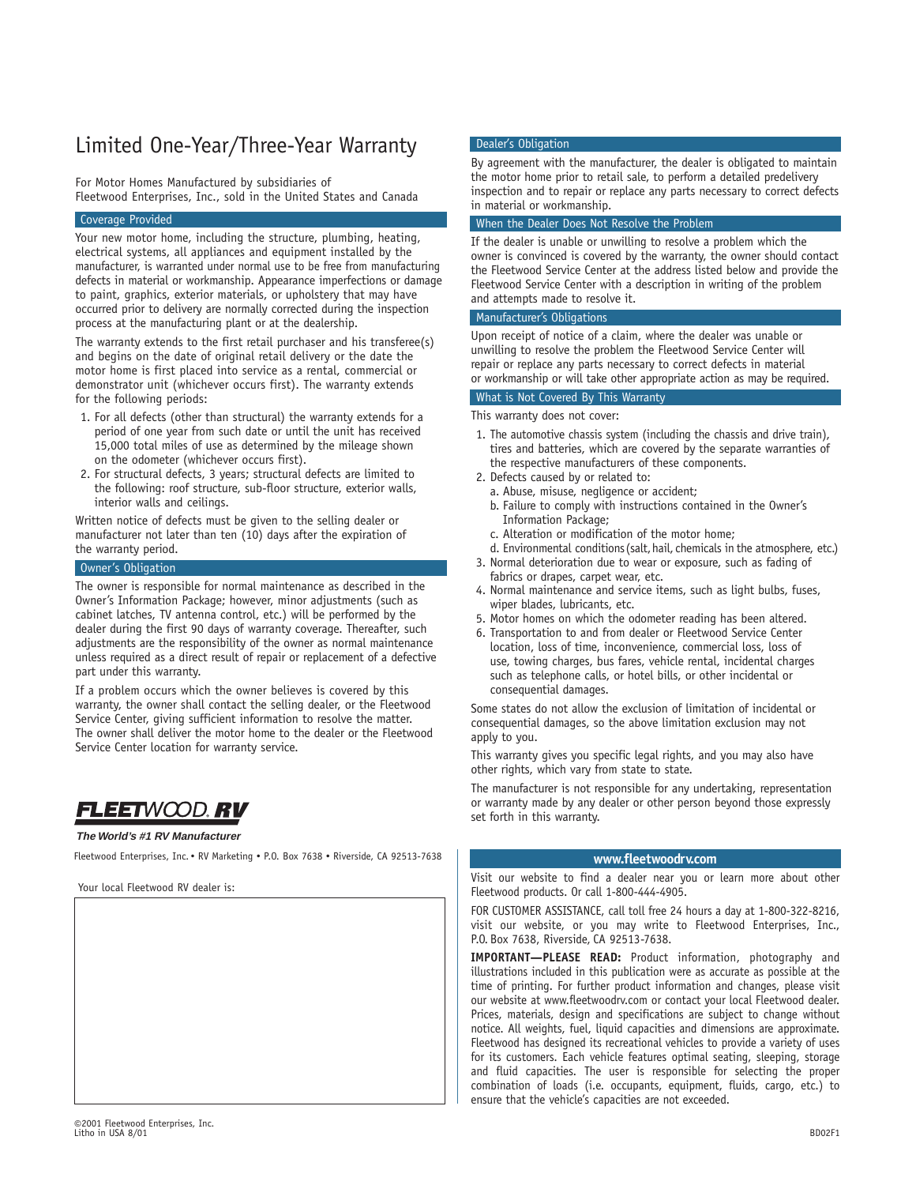# Limited One-Year/Three-Year Warranty

For Motor Homes Manufactured by subsidiaries of
Fleetwood Enterprises, Inc., sold in the United States and Canada

## Coverage Provided

Your new motor home, including the structure, plumbing, heating, electrical systems, all appliances and equipment installed by the manufacturer, is warranted under normal use to be free from manufacturing defects in material or workmanship. Appearance imperfections or damage to paint, graphics, exterior materials, or upholstery that may have occurred prior to delivery are normally corrected during the inspection process at the manufacturing plant or at the dealership.

The warranty extends to the first retail purchaser and his transferee(s) and begins on the date of original retail delivery or the date the motor home is first placed into service as a rental, commercial or demonstrator unit (whichever occurs first). The warranty extends for the following periods:

1. For all defects (other than structural) the warranty extends for a period of one year from such date or until the unit has received 15,000 total miles of use as determined by the mileage shown on the odometer (whichever occurs first).
2. For structural defects, 3 years; structural defects are limited to the following: roof structure, sub-floor structure, exterior walls, interior walls and ceilings.

Written notice of defects must be given to the selling dealer or manufacturer not later than ten (10) days after the expiration of the warranty period.

## Owner's Obligation

The owner is responsible for normal maintenance as described in the Owner's Information Package; however, minor adjustments (such as cabinet latches, TV antenna control, etc.) will be performed by the dealer during the first 90 days of warranty coverage. Thereafter, such adjustments are the responsibility of the owner as normal maintenance unless required as a direct result of repair or replacement of a defective part under this warranty.

If a problem occurs which the owner believes is covered by this warranty, the owner shall contact the selling dealer, or the Fleetwood Service Center, giving sufficient information to resolve the matter. The owner shall deliver the motor home to the dealer or the Fleetwood Service Center location for warranty service.

FLEETWOOD RV

*The World's #1 RV Manufacturer*

Fleetwood Enterprises, Inc. • RV Marketing • P.O. Box 7638 • Riverside, CA 92513-7638

Your local Fleetwood RV dealer is:

## Dealer's Obligation

By agreement with the manufacturer, the dealer is obligated to maintain the motor home prior to retail sale, to perform a detailed predelivery inspection and to repair or replace any parts necessary to correct defects in material or workmanship.

## When the Dealer Does Not Resolve the Problem

If the dealer is unable or unwilling to resolve a problem which the owner is convinced is covered by the warranty, the owner should contact the Fleetwood Service Center at the address listed below and provide the Fleetwood Service Center with a description in writing of the problem and attempts made to resolve it.

## Manufacturer's Obligations

Upon receipt of notice of a claim, where the dealer was unable or unwilling to resolve the problem the Fleetwood Service Center will repair or replace any parts necessary to correct defects in material or workmanship or will take other appropriate action as may be required.

## What is Not Covered By This Warranty

This warranty does not cover:

1. The automotive chassis system (including the chassis and drive train), tires and batteries, which are covered by the separate warranties of the respective manufacturers of these components.
2. Defects caused by or related to:
   a. Abuse, misuse, negligence or accident;
   b. Failure to comply with instructions contained in the Owner's Information Package;
   c. Alteration or modification of the motor home;
   d. Environmental conditions (salt, hail, chemicals in the atmosphere, etc.)
3. Normal deterioration due to wear or exposure, such as fading of fabrics or drapes, carpet wear, etc.
4. Normal maintenance and service items, such as light bulbs, fuses, wiper blades, lubricants, etc.
5. Motor homes on which the odometer reading has been altered.
6. Transportation to and from dealer or Fleetwood Service Center location, loss of time, inconvenience, commercial loss, loss of use, towing charges, bus fares, vehicle rental, incidental charges such as telephone calls, or hotel bills, or other incidental or consequential damages.

Some states do not allow the exclusion of limitation of incidental or consequential damages, so the above limitation exclusion may not apply to you.

This warranty gives you specific legal rights, and you may also have other rights, which vary from state to state.

The manufacturer is not responsible for any undertaking, representation or warranty made by any dealer or other person beyond those expressly set forth in this warranty.

## www.fleetwoodrv.com

Visit our website to find a dealer near you or learn more about other Fleetwood products. Or call 1-800-444-4905.

FOR CUSTOMER ASSISTANCE, call toll free 24 hours a day at 1-800-322-8216, visit our website, or you may write to Fleetwood Enterprises, Inc., P.O. Box 7638, Riverside, CA 92513-7638.

**IMPORTANT—PLEASE READ:** Product information, photography and illustrations included in this publication were as accurate as possible at the time of printing. For further product information and changes, please visit our website at www.fleetwoodrv.com or contact your local Fleetwood dealer. Prices, materials, design and specifications are subject to change without notice. All weights, fuel, liquid capacities and dimensions are approximate. Fleetwood has designed its recreational vehicles to provide a variety of uses for its customers. Each vehicle features optimal seating, sleeping, storage and fluid capacities. The user is responsible for selecting the proper combination of loads (i.e. occupants, equipment, fluids, cargo, etc.) to ensure that the vehicle's capacities are not exceeded.

©2001 Fleetwood Enterprises, Inc.
Litho in USA 8/01

BD02F1